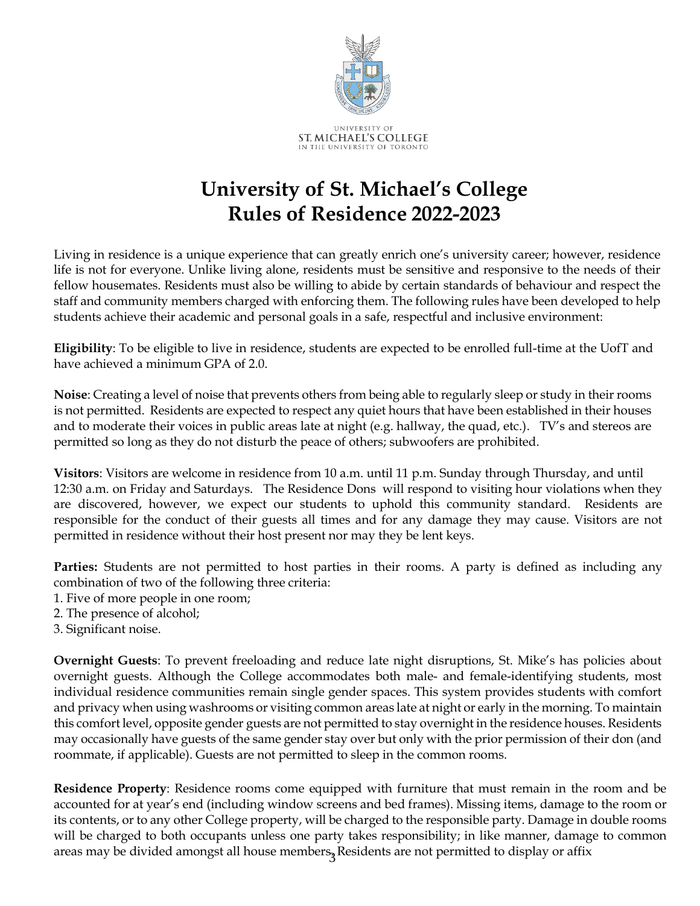UNIVERSITY OF
ST. MICHAEL'S COLLEGE
IN THE UNIVERSITY OF TORONTO

# University of St. Michael's College Rules of Residence 2022-2023

Living in residence is a unique experience that can greatly enrich one's university career; however, residence life is not for everyone. Unlike living alone, residents must be sensitive and responsive to the needs of their fellow housemates. Residents must also be willing to abide by certain standards of behaviour and respect the staff and community members charged with enforcing them. The following rules have been developed to help students achieve their academic and personal goals in a safe, respectful and inclusive environment:

**Eligibility**: To be eligible to live in residence, students are expected to be enrolled full-time at the UofT and have achieved a minimum GPA of 2.0.

**Noise**: Creating a level of noise that prevents others from being able to regularly sleep or study in their rooms is not permitted. Residents are expected to respect any quiet hours that have been established in their houses and to moderate their voices in public areas late at night (e.g. hallway, the quad, etc.). TV's and stereos are permitted so long as they do not disturb the peace of others; subwoofers are prohibited.

**Visitors**: Visitors are welcome in residence from 10 a.m. until 11 p.m. Sunday through Thursday, and until 12:30 a.m. on Friday and Saturdays. The Residence Dons will respond to visiting hour violations when they are discovered, however, we expect our students to uphold this community standard. Residents are responsible for the conduct of their guests all times and for any damage they may cause. Visitors are not permitted in residence without their host present nor may they be lent keys.

**Parties:** Students are not permitted to host parties in their rooms. A party is defined as including any combination of two of the following three criteria:

1. Five of more people in one room;
2. The presence of alcohol;
3. Significant noise.

**Overnight Guests**: To prevent freeloading and reduce late night disruptions, St. Mike's has policies about overnight guests. Although the College accommodates both male- and female-identifying students, most individual residence communities remain single gender spaces. This system provides students with comfort and privacy when using washrooms or visiting common areas late at night or early in the morning. To maintain this comfort level, opposite gender guests are not permitted to stay overnight in the residence houses. Residents may occasionally have guests of the same gender stay over but only with the prior permission of their don (and roommate, if applicable). Guests are not permitted to sleep in the common rooms.

**Residence Property**: Residence rooms come equipped with furniture that must remain in the room and be accounted for at year's end (including window screens and bed frames). Missing items, damage to the room or its contents, or to any other College property, will be charged to the responsible party. Damage in double rooms will be charged to both occupants unless one party takes responsibility; in like manner, damage to common areas may be divided amongst all house members. Residents are not permitted to display or affix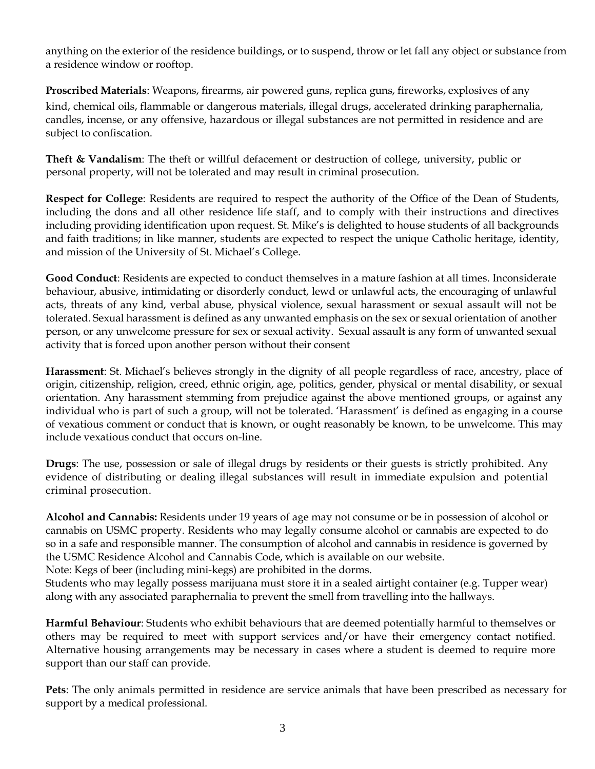anything on the exterior of the residence buildings, or to suspend, throw or let fall any object or substance from a residence window or rooftop.

**Proscribed Materials**: Weapons, firearms, air powered guns, replica guns, fireworks, explosives of any kind, chemical oils, flammable or dangerous materials, illegal drugs, accelerated drinking paraphernalia, candles, incense, or any offensive, hazardous or illegal substances are not permitted in residence and are subject to confiscation.

**Theft & Vandalism**: The theft or willful defacement or destruction of college, university, public or personal property, will not be tolerated and may result in criminal prosecution.

**Respect for College**: Residents are required to respect the authority of the Office of the Dean of Students, including the dons and all other residence life staff, and to comply with their instructions and directives including providing identification upon request. St. Mike's is delighted to house students of all backgrounds and faith traditions; in like manner, students are expected to respect the unique Catholic heritage, identity, and mission of the University of St. Michael's College.

**Good Conduct**: Residents are expected to conduct themselves in a mature fashion at all times. Inconsiderate behaviour, abusive, intimidating or disorderly conduct, lewd or unlawful acts, the encouraging of unlawful acts, threats of any kind, verbal abuse, physical violence, sexual harassment or sexual assault will not be tolerated. Sexual harassment is defined as any unwanted emphasis on the sex or sexual orientation of another person, or any unwelcome pressure for sex or sexual activity. Sexual assault is any form of unwanted sexual activity that is forced upon another person without their consent

**Harassment**: St. Michael's believes strongly in the dignity of all people regardless of race, ancestry, place of origin, citizenship, religion, creed, ethnic origin, age, politics, gender, physical or mental disability, or sexual orientation. Any harassment stemming from prejudice against the above mentioned groups, or against any individual who is part of such a group, will not be tolerated. 'Harassment' is defined as engaging in a course of vexatious comment or conduct that is known, or ought reasonably be known, to be unwelcome. This may include vexatious conduct that occurs on-line.

**Drugs**: The use, possession or sale of illegal drugs by residents or their guests is strictly prohibited. Any evidence of distributing or dealing illegal substances will result in immediate expulsion and potential criminal prosecution.

**Alcohol and Cannabis:** Residents under 19 years of age may not consume or be in possession of alcohol or cannabis on USMC property. Residents who may legally consume alcohol or cannabis are expected to do so in a safe and responsible manner. The consumption of alcohol and cannabis in residence is governed by the USMC Residence Alcohol and Cannabis Code, which is available on our website.
Note: Kegs of beer (including mini-kegs) are prohibited in the dorms.
Students who may legally possess marijuana must store it in a sealed airtight container (e.g. Tupper wear) along with any associated paraphernalia to prevent the smell from travelling into the hallways.

**Harmful Behaviour**: Students who exhibit behaviours that are deemed potentially harmful to themselves or others may be required to meet with support services and/or have their emergency contact notified. Alternative housing arrangements may be necessary in cases where a student is deemed to require more support than our staff can provide.

**Pets**: The only animals permitted in residence are service animals that have been prescribed as necessary for support by a medical professional.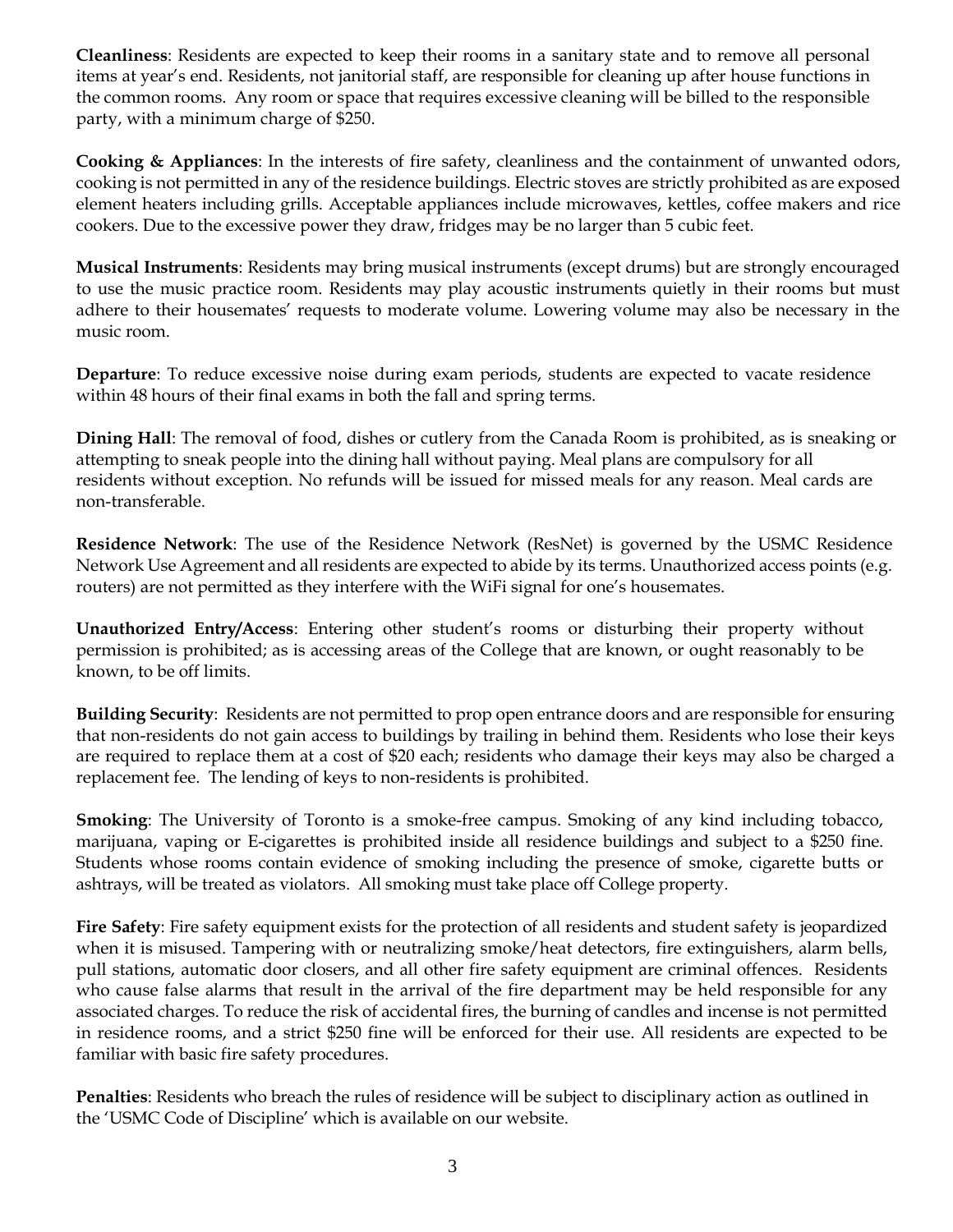**Cleanliness**: Residents are expected to keep their rooms in a sanitary state and to remove all personal items at year's end. Residents, not janitorial staff, are responsible for cleaning up after house functions in the common rooms. Any room or space that requires excessive cleaning will be billed to the responsible party, with a minimum charge of $250.

**Cooking & Appliances**: In the interests of fire safety, cleanliness and the containment of unwanted odors, cooking is not permitted in any of the residence buildings. Electric stoves are strictly prohibited as are exposed element heaters including grills. Acceptable appliances include microwaves, kettles, coffee makers and rice cookers. Due to the excessive power they draw, fridges may be no larger than 5 cubic feet.

**Musical Instruments**: Residents may bring musical instruments (except drums) but are strongly encouraged to use the music practice room. Residents may play acoustic instruments quietly in their rooms but must adhere to their housemates' requests to moderate volume. Lowering volume may also be necessary in the music room.

**Departure**: To reduce excessive noise during exam periods, students are expected to vacate residence within 48 hours of their final exams in both the fall and spring terms.

**Dining Hall**: The removal of food, dishes or cutlery from the Canada Room is prohibited, as is sneaking or attempting to sneak people into the dining hall without paying. Meal plans are compulsory for all residents without exception. No refunds will be issued for missed meals for any reason. Meal cards are non-transferable.

**Residence Network**: The use of the Residence Network (ResNet) is governed by the USMC Residence Network Use Agreement and all residents are expected to abide by its terms. Unauthorized access points (e.g. routers) are not permitted as they interfere with the WiFi signal for one's housemates.

**Unauthorized Entry/Access**: Entering other student's rooms or disturbing their property without permission is prohibited; as is accessing areas of the College that are known, or ought reasonably to be known, to be off limits.

**Building Security**: Residents are not permitted to prop open entrance doors and are responsible for ensuring that non-residents do not gain access to buildings by trailing in behind them. Residents who lose their keys are required to replace them at a cost of $20 each; residents who damage their keys may also be charged a replacement fee. The lending of keys to non-residents is prohibited.

**Smoking**: The University of Toronto is a smoke-free campus. Smoking of any kind including tobacco, marijuana, vaping or E-cigarettes is prohibited inside all residence buildings and subject to a $250 fine. Students whose rooms contain evidence of smoking including the presence of smoke, cigarette butts or ashtrays, will be treated as violators. All smoking must take place off College property.

**Fire Safety**: Fire safety equipment exists for the protection of all residents and student safety is jeopardized when it is misused. Tampering with or neutralizing smoke/heat detectors, fire extinguishers, alarm bells, pull stations, automatic door closers, and all other fire safety equipment are criminal offences. Residents who cause false alarms that result in the arrival of the fire department may be held responsible for any associated charges. To reduce the risk of accidental fires, the burning of candles and incense is not permitted in residence rooms, and a strict $250 fine will be enforced for their use. All residents are expected to be familiar with basic fire safety procedures.

**Penalties**: Residents who breach the rules of residence will be subject to disciplinary action as outlined in the 'USMC Code of Discipline' which is available on our website.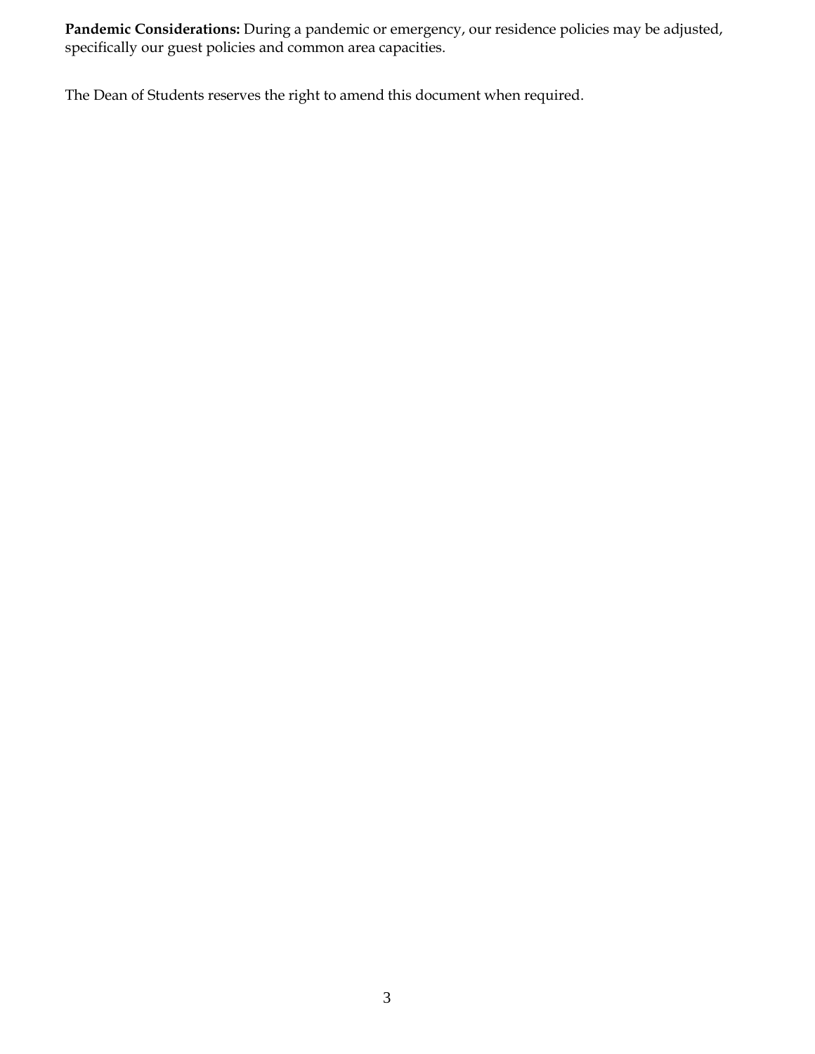**Pandemic Considerations:** During a pandemic or emergency, our residence policies may be adjusted, specifically our guest policies and common area capacities.

The Dean of Students reserves the right to amend this document when required.